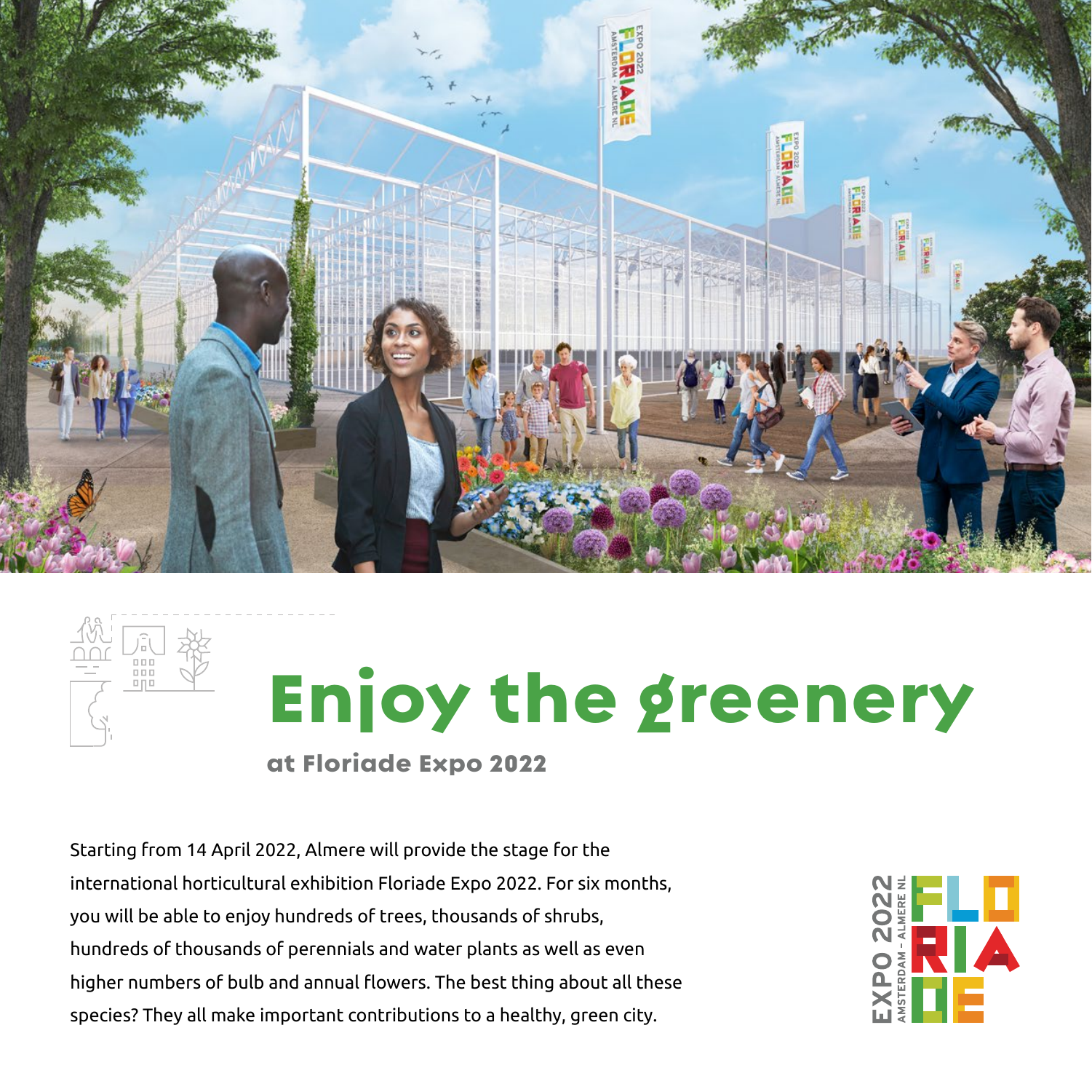# Enjoy the greenery

## at Floriade Expo 2022

Starting from 14 April 2022, Almere will provide the stage for the international horticultural exhibition Floriade Expo 2022. For six months, you will be able to enjoy hundreds of trees, thousands of shrubs, hundreds of thousands of perennials and water plants as well as even higher numbers of bulb and annual flowers. The best thing about all these species? They all make important contributions to a healthy, green city.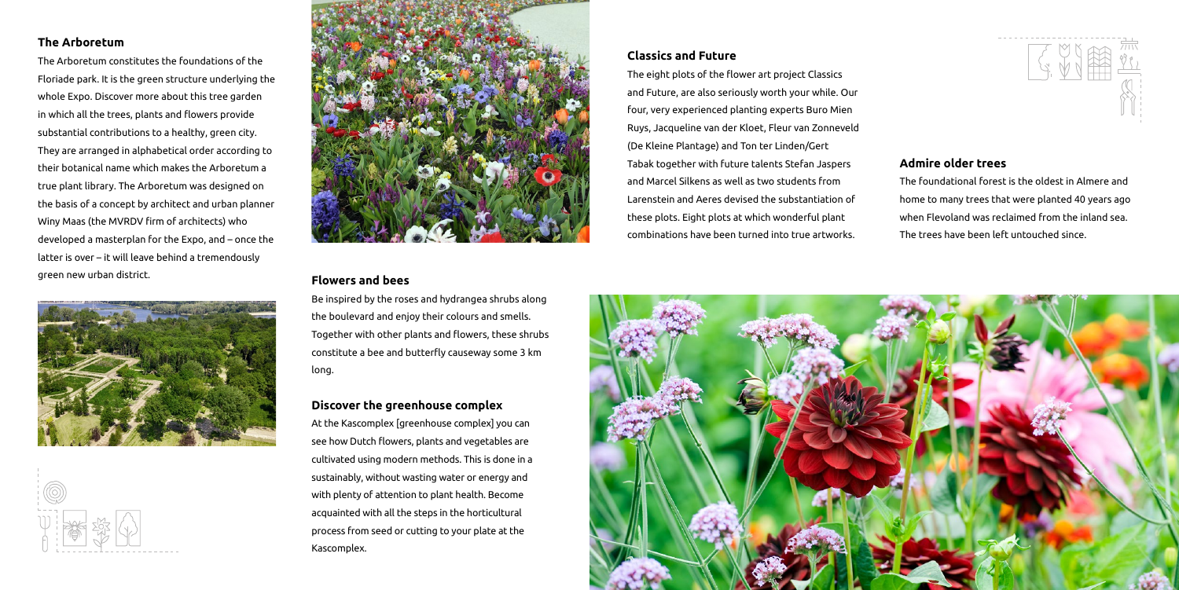## The Arboretum

The Arboretum constitutes the foundations of the Floriade park. It is the green structure underlying the whole Expo. Discover more about this tree garden in which all the trees, plants and flowers provide substantial contributions to a healthy, green city. They are arranged in alphabetical order according to their botanical name which makes the Arboretum a true plant library. The Arboretum was designed on the basis of a concept by architect and urban planner Winy Maas (the MVRDV firm of architects) who developed a masterplan for the Expo, and – once the latter is over – it will leave behind a tremendously green new urban district.

## Flowers and bees

Be inspired by the roses and hydrangea shrubs along the boulevard and enjoy their colours and smells. Together with other plants and flowers, these shrubs constitute a bee and butterfly causeway some 3 km long.

## Discover the greenhouse complex

At the Kascomplex [greenhouse complex] you can see how Dutch flowers, plants and vegetables are cultivated using modern methods. This is done in a sustainably, without wasting water or energy and with plenty of attention to plant health. Become acquainted with all the steps in the horticultural process from seed or cutting to your plate at the Kascomplex.

## Classics and Future

The eight plots of the flower art project Classics and Future, are also seriously worth your while. Our four, very experienced planting experts Buro Mien Ruys, Jacqueline van der Kloet, Fleur van Zonneveld (De Kleine Plantage) and Ton ter Linden/Gert Tabak together with future talents Stefan Jaspers and Marcel Silkens as well as two students from Larenstein and Aeres devised the substantiation of these plots. Eight plots at which wonderful plant combinations have been turned into true artworks.

## Admire older trees

The foundational forest is the oldest in Almere and home to many trees that were planted 40 years ago when Flevoland was reclaimed from the inland sea. The trees have been left untouched since.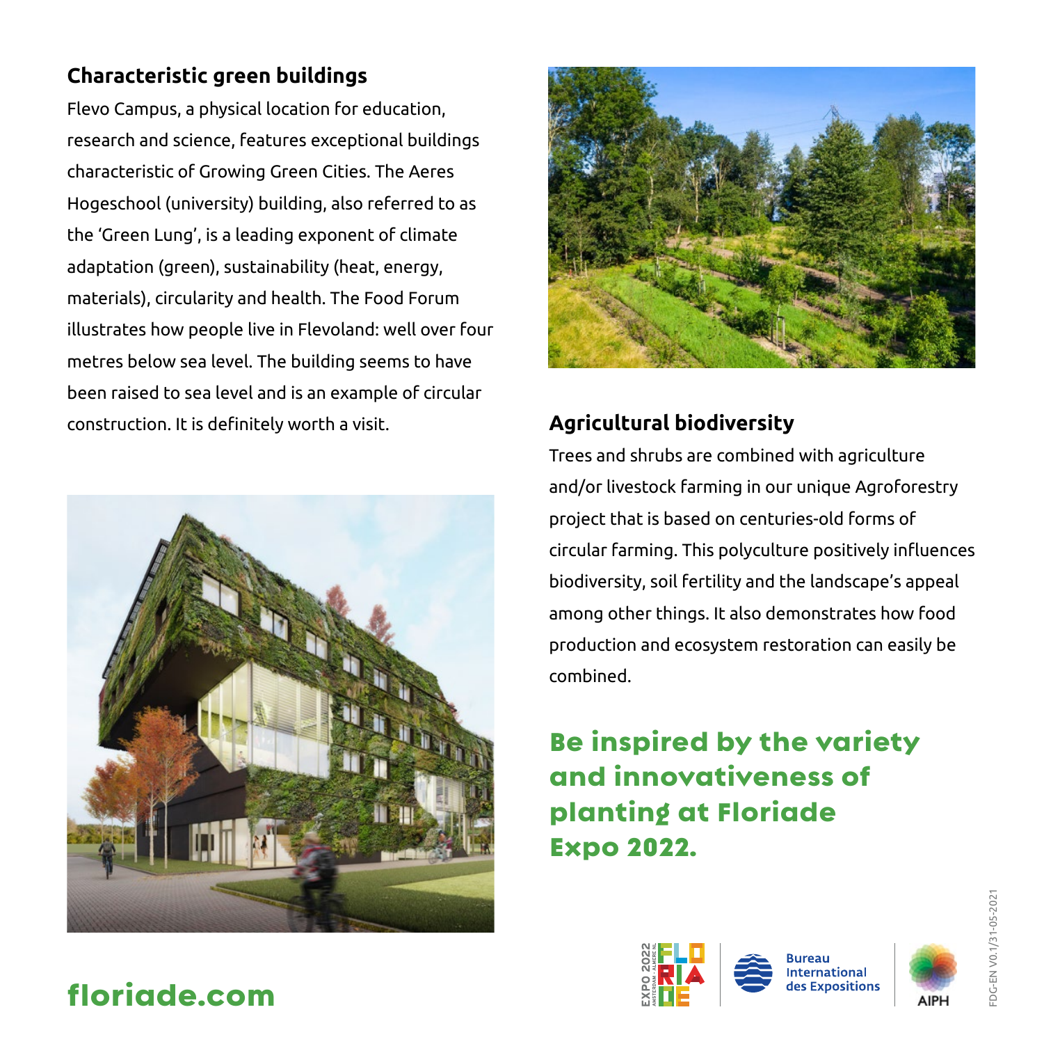## Characteristic green buildings

Flevo Campus, a physical location for education, research and science, features exceptional buildings characteristic of Growing Green Cities. The Aeres Hogeschool (university) building, also referred to as the 'Green Lung', is a leading exponent of climate adaptation (green), sustainability (heat, energy, materials), circularity and health. The Food Forum illustrates how people live in Flevoland: well over four metres below sea level. The building seems to have been raised to sea level and is an example of circular construction. It is definitely worth a visit.

## Agricultural biodiversity

Trees and shrubs are combined with agriculture and/or livestock farming in our unique Agroforestry project that is based on centuries-old forms of circular farming. This polyculture positively influences biodiversity, soil fertility and the landscape's appeal among other things. It also demonstrates how food production and ecosystem restoration can easily be combined.

**Be inspired by the variety and innovativeness of planting at Floriade Expo 2022.**

**floriade.com**

EXPO 2022 AMSTERDAM · ALMERE NL FLORIADE

Bureau International des Expositions

AIPH

FDG-EN V0.1/31-05-2021